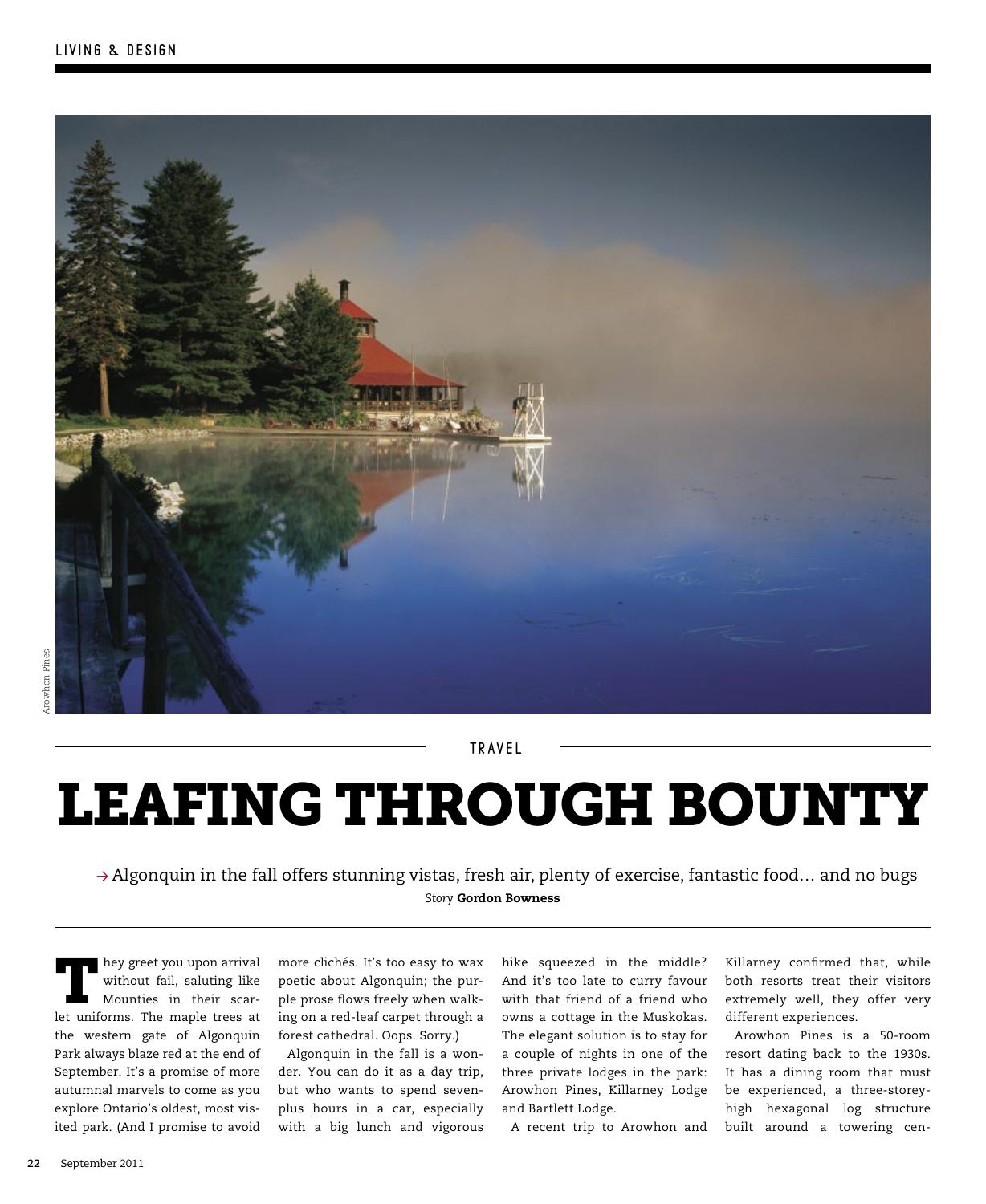Arowhon Pines

TRAVEL

# LEAFING THROUGH BOUNTY

→ Algonquin in the fall offers stunning vistas, fresh air, plenty of exercise, fantastic food… and no bugs

*Story* **Gordon Bowness**

They greet you upon arrival without fail, saluting like Mounties in their scarlet uniforms. The maple trees at the western gate of Algonquin Park always blaze red at the end of September. It's a promise of more autumnal marvels to come as you explore Ontario's oldest, most visited park. (And I promise to avoid more clichés. It's too easy to wax poetic about Algonquin; the purple prose flows freely when walking on a red-leaf carpet through a forest cathedral. Oops. Sorry.)

Algonquin in the fall is a wonder. You can do it as a day trip, but who wants to spend seven-plus hours in a car, especially with a big lunch and vigorous hike squeezed in the middle? And it's too late to curry favour with that friend of a friend who owns a cottage in the Muskokas. The elegant solution is to stay for a couple of nights in one of the three private lodges in the park: Arowhon Pines, Killarney Lodge and Bartlett Lodge.

A recent trip to Arowhon and Killarney confirmed that, while both resorts treat their visitors extremely well, they offer very different experiences.

Arowhon Pines is a 50-room resort dating back to the 1930s. It has a dining room that must be experienced, a three-storey-high hexagonal log structure built around a towering cen-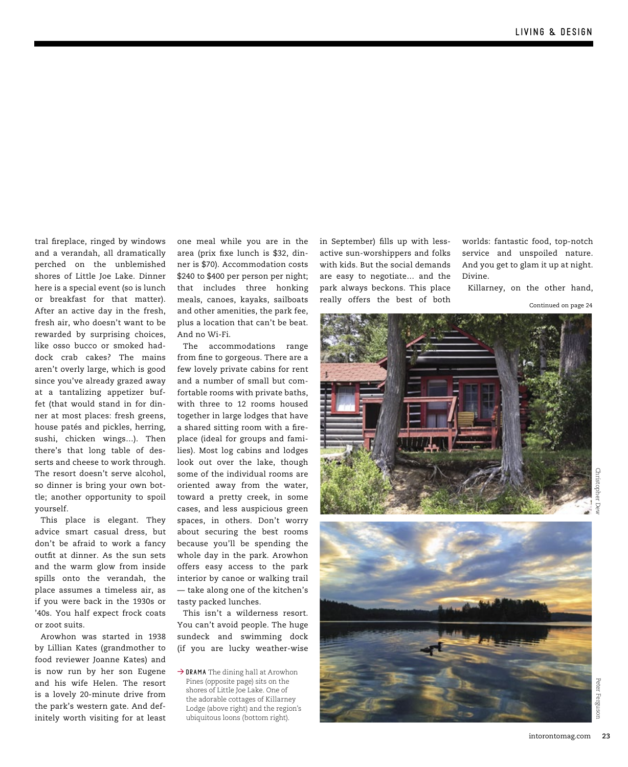tral fireplace, ringed by windows and a verandah, all dramatically perched on the unblemished shores of Little Joe Lake. Dinner here is a special event (so is lunch or breakfast for that matter). After an active day in the fresh, fresh air, who doesn't want to be rewarded by surprising choices, like osso bucco or smoked haddock crab cakes? The mains aren't overly large, which is good since you've already grazed away at a tantalizing appetizer buffet (that would stand in for dinner at most places: fresh greens, house patés and pickles, herring, sushi, chicken wings...). Then there's that long table of desserts and cheese to work through. The resort doesn't serve alcohol, so dinner is bring your own bottle; another opportunity to spoil yourself.

This place is elegant. They advice smart casual dress, but don't be afraid to work a fancy outfit at dinner. As the sun sets and the warm glow from inside spills onto the verandah, the place assumes a timeless air, as if you were back in the 1930s or '40s. You half expect frock coats or zoot suits.

Arowhon was started in 1938 by Lillian Kates (grandmother to food reviewer Joanne Kates) and is now run by her son Eugene and his wife Helen. The resort is a lovely 20-minute drive from the park's western gate. And definitely worth visiting for at least one meal while you are in the area (prix fixe lunch is $32, dinner is $70). Accommodation costs $240 to $400 per person per night; that includes three honking meals, canoes, kayaks, sailboats and other amenities, the park fee, plus a location that can't be beat. And no Wi-Fi.

The accommodations range from fine to gorgeous. There are a few lovely private cabins for rent and a number of small but comfortable rooms with private baths, with three to 12 rooms housed together in large lodges that have a shared sitting room with a fireplace (ideal for groups and families). Most log cabins and lodges look out over the lake, though some of the individual rooms are oriented away from the water, toward a pretty creek, in some cases, and less auspicious green spaces, in others. Don't worry about securing the best rooms because you'll be spending the whole day in the park. Arowhon offers easy access to the park interior by canoe or walking trail — take along one of the kitchen's tasty packed lunches.

This isn't a wilderness resort. You can't avoid people. The huge sundeck and swimming dock (if you are lucky weather-wise in September) fills up with less-active sun-worshippers and folks with kids. But the social demands are easy to negotiate... and the park always beckons. This place really offers the best of both worlds: fantastic food, top-notch service and unspoiled nature. And you get to glam it up at night. Divine.

Killarney, on the other hand,

Continued on page 24

→ **DRAMA** The dining hall at Arowhon Pines (opposite page) sits on the shores of Little Joe Lake. One of the adorable cottages of Killarney Lodge (above right) and the region's ubiquitous loons (bottom right).

Christopher Dew

Peter Ferguson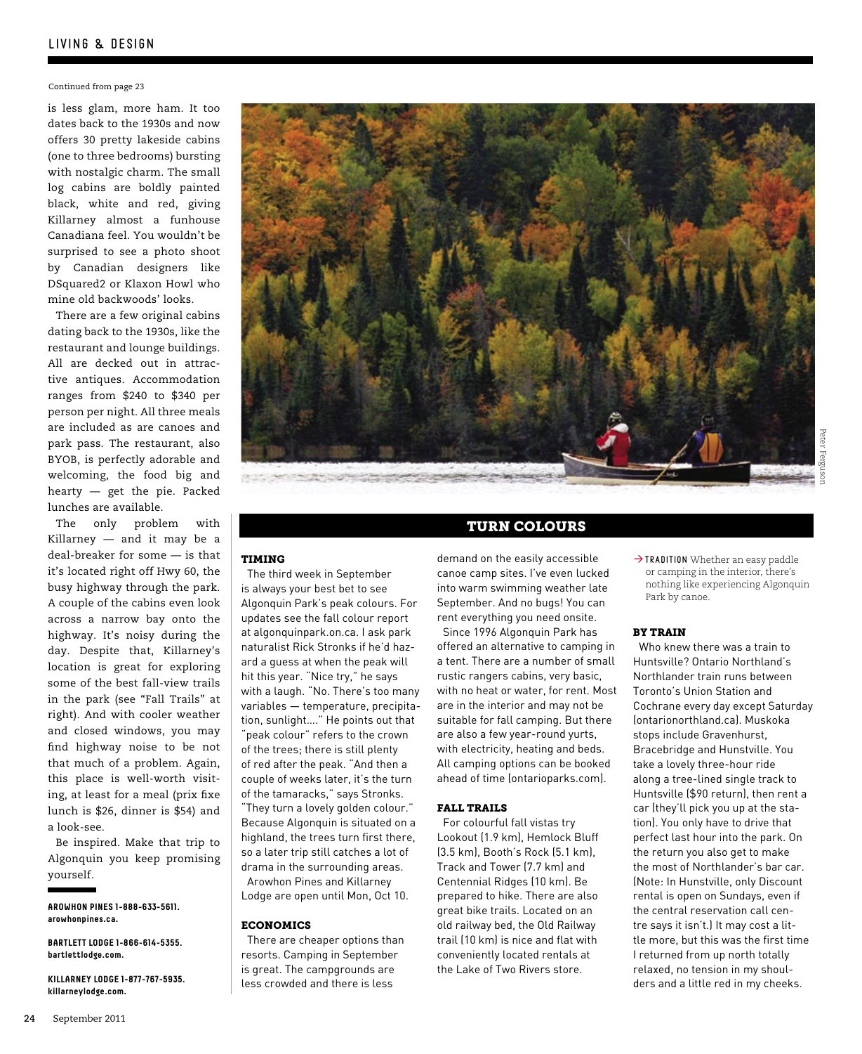Continued from page 23

is less glam, more ham. It too dates back to the 1930s and now offers 30 pretty lakeside cabins (one to three bedrooms) bursting with nostalgic charm. The small log cabins are boldly painted black, white and red, giving Killarney almost a funhouse Canadiana feel. You wouldn't be surprised to see a photo shoot by Canadian designers like DSquared2 or Klaxon Howl who mine old backwoods' looks.

There are a few original cabins dating back to the 1930s, like the restaurant and lounge buildings. All are decked out in attractive antiques. Accommodation ranges from $240 to $340 per person per night. All three meals are included as are canoes and park pass. The restaurant, also BYOB, is perfectly adorable and welcoming, the food big and hearty — get the pie. Packed lunches are available.

The only problem with Killarney — and it may be a deal-breaker for some — is that it's located right off Hwy 60, the busy highway through the park. A couple of the cabins even look across a narrow bay onto the highway. It's noisy during the day. Despite that, Killarney's location is great for exploring some of the best fall-view trails in the park (see "Fall Trails" at right). And with cooler weather and closed windows, you may find highway noise to be not that much of a problem. Again, this place is well-worth visiting, at least for a meal (prix fixe lunch is $26, dinner is $54) and a look-see.

Be inspired. Make that trip to Algonquin you keep promising yourself.

**AROWHON PINES 1-888-633-5611. arowhonpines.ca.**

**BARTLETT LODGE 1-866-614-5355. bartlettlodge.com.**

**KILLARNEY LODGE 1-877-767-5935. killarneylodge.com.**

Peter Ferguson

→ **TRADITION** Whether an easy paddle or camping in the interior, there's nothing like experiencing Algonquin Park by canoe.

## TURN COLOURS

### TIMING

The third week in September is always your best bet to see Algonquin Park's peak colours. For updates see the fall colour report at algonquinpark.on.ca. I ask park naturalist Rick Stronks if he'd hazard a guess at when the peak will hit this year. "Nice try," he says with a laugh. "No. There's too many variables — temperature, precipitation, sunlight...." He points out that "peak colour" refers to the crown of the trees; there is still plenty of red after the peak. "And then a couple of weeks later, it's the turn of the tamaracks," says Stronks. "They turn a lovely golden colour." Because Algonquin is situated on a highland, the trees turn first there, so a later trip still catches a lot of drama in the surrounding areas.

Arowhon Pines and Killarney Lodge are open until Mon, Oct 10.

### ECONOMICS

There are cheaper options than resorts. Camping in September is great. The campgrounds are less crowded and there is less demand on the easily accessible canoe camp sites. I've even lucked into warm swimming weather late September. And no bugs! You can rent everything you need onsite.

Since 1996 Algonquin Park has offered an alternative to camping in a tent. There are a number of small rustic rangers cabins, very basic, with no heat or water, for rent. Most are in the interior and may not be suitable for fall camping. But there are also a few year-round yurts, with electricity, heating and beds. All camping options can be booked ahead of time (ontarioparks.com).

### FALL TRAILS

For colourful fall vistas try Lookout (1.9 km), Hemlock Bluff (3.5 km), Booth's Rock (5.1 km), Track and Tower (7.7 km) and Centennial Ridges (10 km). Be prepared to hike. There are also great bike trails. Located on an old railway bed, the Old Railway trail (10 km) is nice and flat with conveniently located rentals at the Lake of Two Rivers store.

### BY TRAIN

Who knew there was a train to Huntsville? Ontario Northland's Northlander train runs between Toronto's Union Station and Cochrane every day except Saturday (ontarionorthland.ca). Muskoka stops include Gravenhurst, Bracebridge and Hunstville. You take a lovely three-hour ride along a tree-lined single track to Huntsville ($90 return), then rent a car (they'll pick you up at the station). You only have to drive that perfect last hour into the park. On the return you also get to make the most of Northlander's bar car. (Note: In Hunstville, only Discount rental is open on Sundays, even if the central reservation call centre says it isn't.) It may cost a little more, but this was the first time I returned from up north totally relaxed, no tension in my shoulders and a little red in my cheeks.